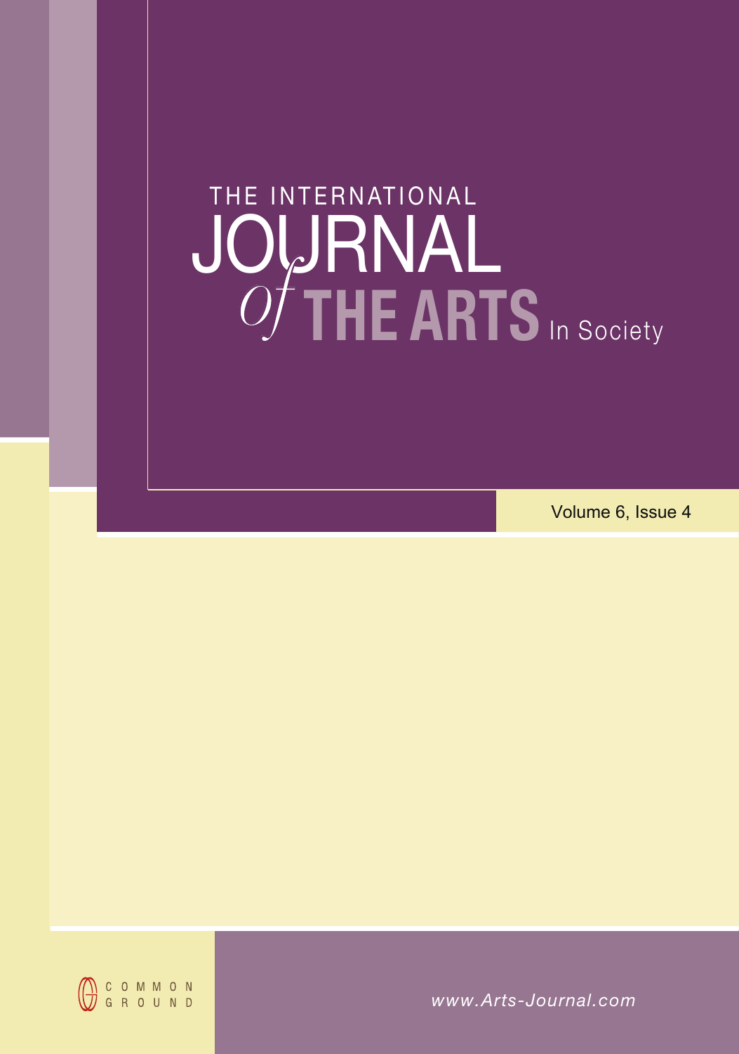# THE INTERNATIONAL JOURNAL *of* THE ARTS In Society

Volume 6, Issue 4

COMMON GROUND

www.Arts-Journal.com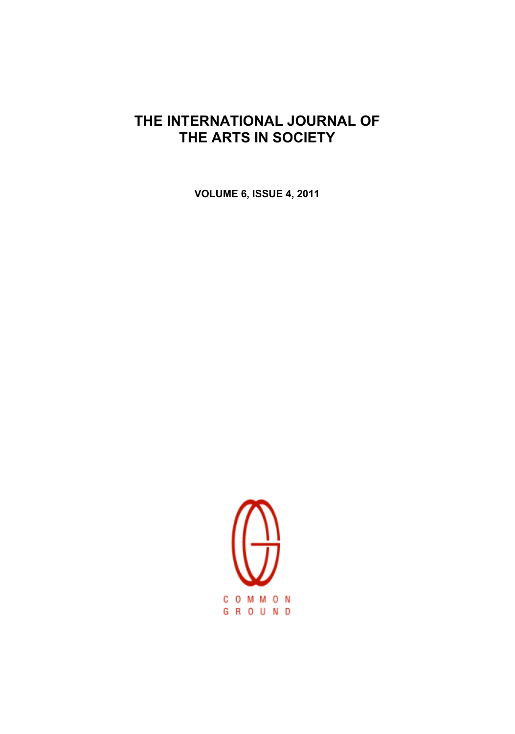# THE INTERNATIONAL JOURNAL OF THE ARTS IN SOCIETY

**VOLUME 6, ISSUE 4, 2011**

COMMON GROUND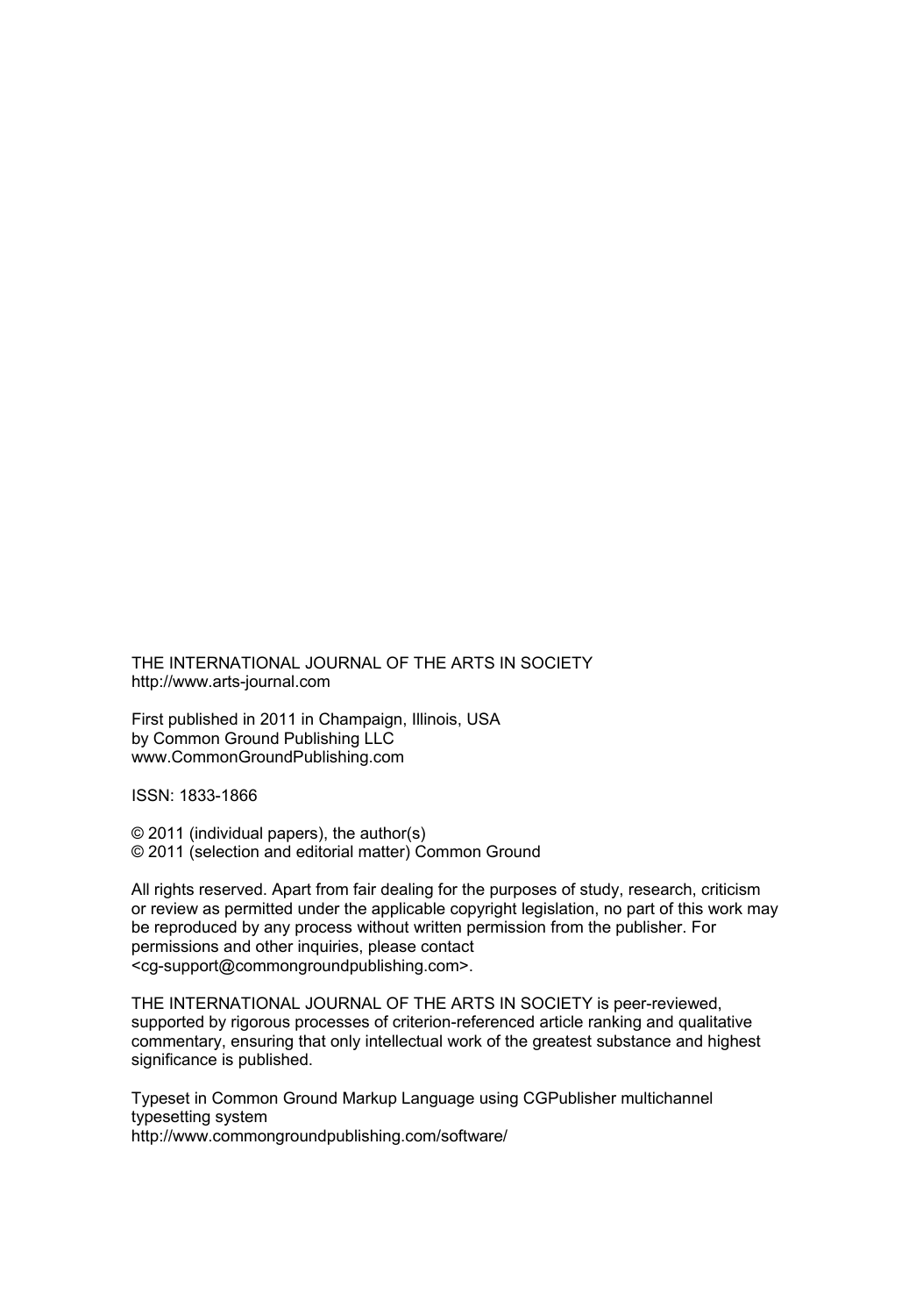THE INTERNATIONAL JOURNAL OF THE ARTS IN SOCIETY
http://www.arts-journal.com

First published in 2011 in Champaign, Illinois, USA
by Common Ground Publishing LLC
www.CommonGroundPublishing.com

ISSN: 1833-1866

© 2011 (individual papers), the author(s)
© 2011 (selection and editorial matter) Common Ground

All rights reserved. Apart from fair dealing for the purposes of study, research, criticism or review as permitted under the applicable copyright legislation, no part of this work may be reproduced by any process without written permission from the publisher. For permissions and other inquiries, please contact
<cg-support@commongroundpublishing.com>.

THE INTERNATIONAL JOURNAL OF THE ARTS IN SOCIETY is peer-reviewed, supported by rigorous processes of criterion-referenced article ranking and qualitative commentary, ensuring that only intellectual work of the greatest substance and highest significance is published.

Typeset in Common Ground Markup Language using CGPublisher multichannel typesetting system
http://www.commongroundpublishing.com/software/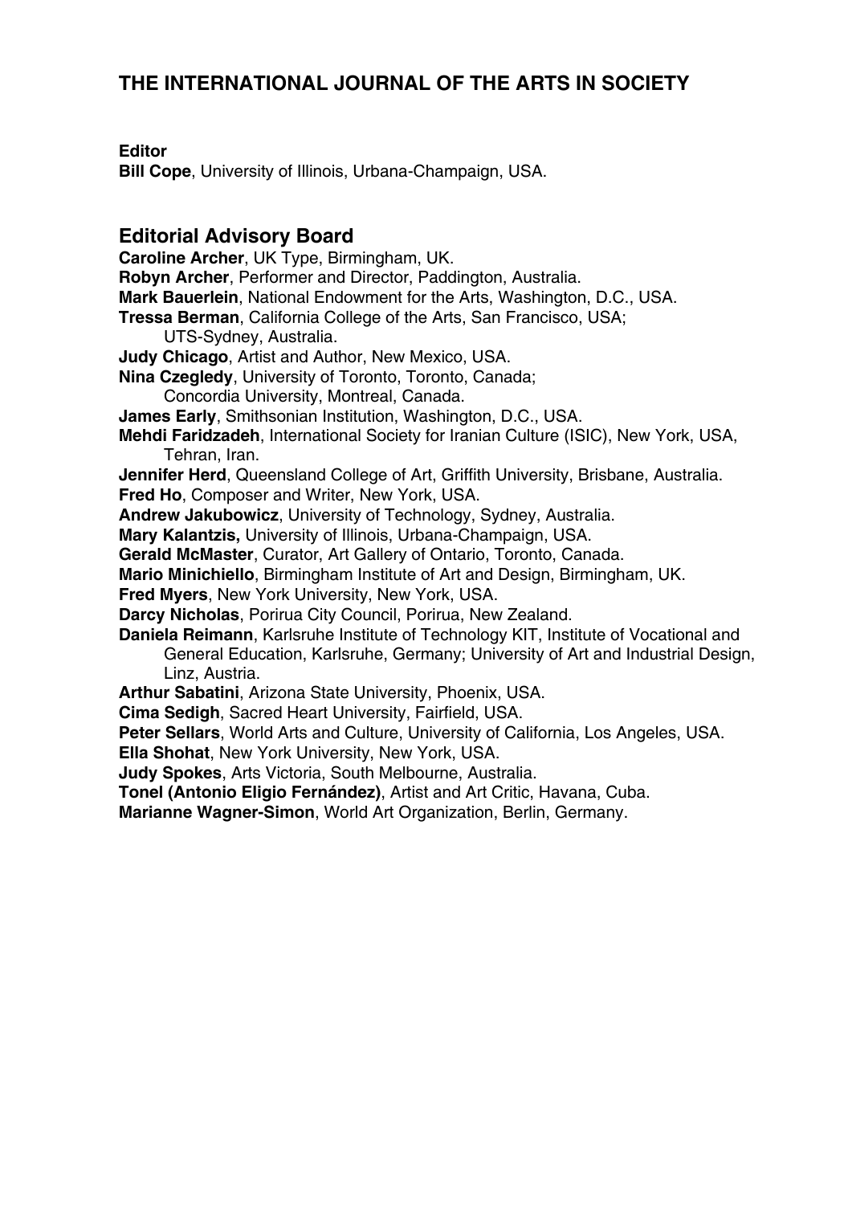# THE INTERNATIONAL JOURNAL OF THE ARTS IN SOCIETY

**Editor**

**Bill Cope**, University of Illinois, Urbana-Champaign, USA.

## Editorial Advisory Board

**Caroline Archer**, UK Type, Birmingham, UK.
**Robyn Archer**, Performer and Director, Paddington, Australia.
**Mark Bauerlein**, National Endowment for the Arts, Washington, D.C., USA.
**Tressa Berman**, California College of the Arts, San Francisco, USA; UTS-Sydney, Australia.
**Judy Chicago**, Artist and Author, New Mexico, USA.
**Nina Czegledy**, University of Toronto, Toronto, Canada; Concordia University, Montreal, Canada.
**James Early**, Smithsonian Institution, Washington, D.C., USA.
**Mehdi Faridzadeh**, International Society for Iranian Culture (ISIC), New York, USA, Tehran, Iran.
**Jennifer Herd**, Queensland College of Art, Griffith University, Brisbane, Australia.
**Fred Ho**, Composer and Writer, New York, USA.
**Andrew Jakubowicz**, University of Technology, Sydney, Australia.
**Mary Kalantzis,** University of Illinois, Urbana-Champaign, USA.
**Gerald McMaster**, Curator, Art Gallery of Ontario, Toronto, Canada.
**Mario Minichiello**, Birmingham Institute of Art and Design, Birmingham, UK.
**Fred Myers**, New York University, New York, USA.
**Darcy Nicholas**, Porirua City Council, Porirua, New Zealand.
**Daniela Reimann**, Karlsruhe Institute of Technology KIT, Institute of Vocational and General Education, Karlsruhe, Germany; University of Art and Industrial Design, Linz, Austria.
**Arthur Sabatini**, Arizona State University, Phoenix, USA.
**Cima Sedigh**, Sacred Heart University, Fairfield, USA.
**Peter Sellars**, World Arts and Culture, University of California, Los Angeles, USA.
**Ella Shohat**, New York University, New York, USA.
**Judy Spokes**, Arts Victoria, South Melbourne, Australia.
**Tonel (Antonio Eligio Fernández)**, Artist and Art Critic, Havana, Cuba.
**Marianne Wagner-Simon**, World Art Organization, Berlin, Germany.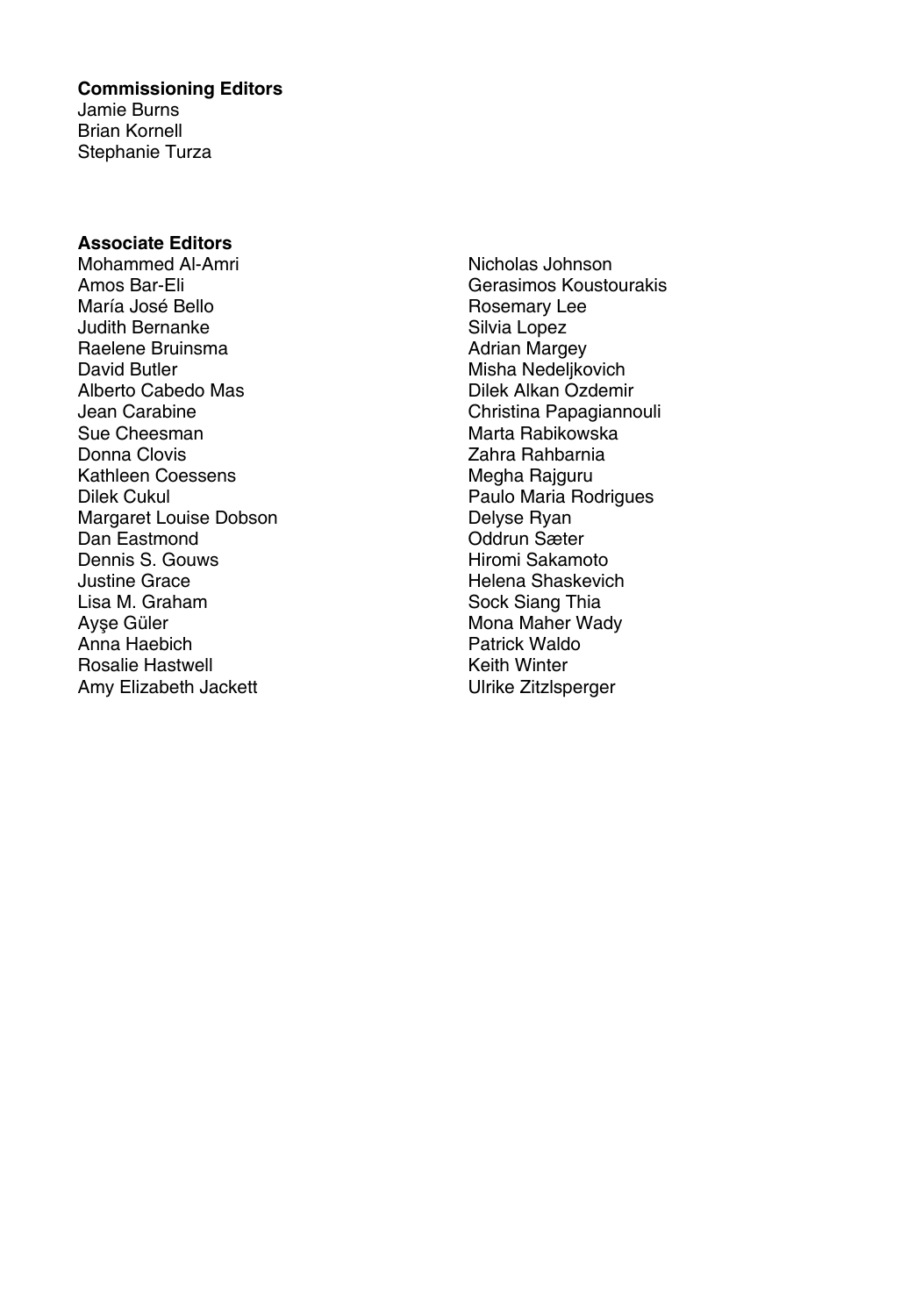**Commissioning Editors**

Jamie Burns
Brian Kornell
Stephanie Turza

**Associate Editors**

Mohammed Al-Amri
Amos Bar-Eli
María José Bello
Judith Bernanke
Raelene Bruinsma
David Butler
Alberto Cabedo Mas
Jean Carabine
Sue Cheesman
Donna Clovis
Kathleen Coessens
Dilek Cukul
Margaret Louise Dobson
Dan Eastmond
Dennis S. Gouws
Justine Grace
Lisa M. Graham
Ayşe Güler
Anna Haebich
Rosalie Hastwell
Amy Elizabeth Jackett
Nicholas Johnson
Gerasimos Koustourakis
Rosemary Lee
Silvia Lopez
Adrian Margey
Misha Nedeljkovich
Dilek Alkan Ozdemir
Christina Papagiannouli
Marta Rabikowska
Zahra Rahbarnia
Megha Rajguru
Paulo Maria Rodrigues
Delyse Ryan
Oddrun Sæter
Hiromi Sakamoto
Helena Shaskevich
Sock Siang Thia
Mona Maher Wady
Patrick Waldo
Keith Winter
Ulrike Zitzlsperger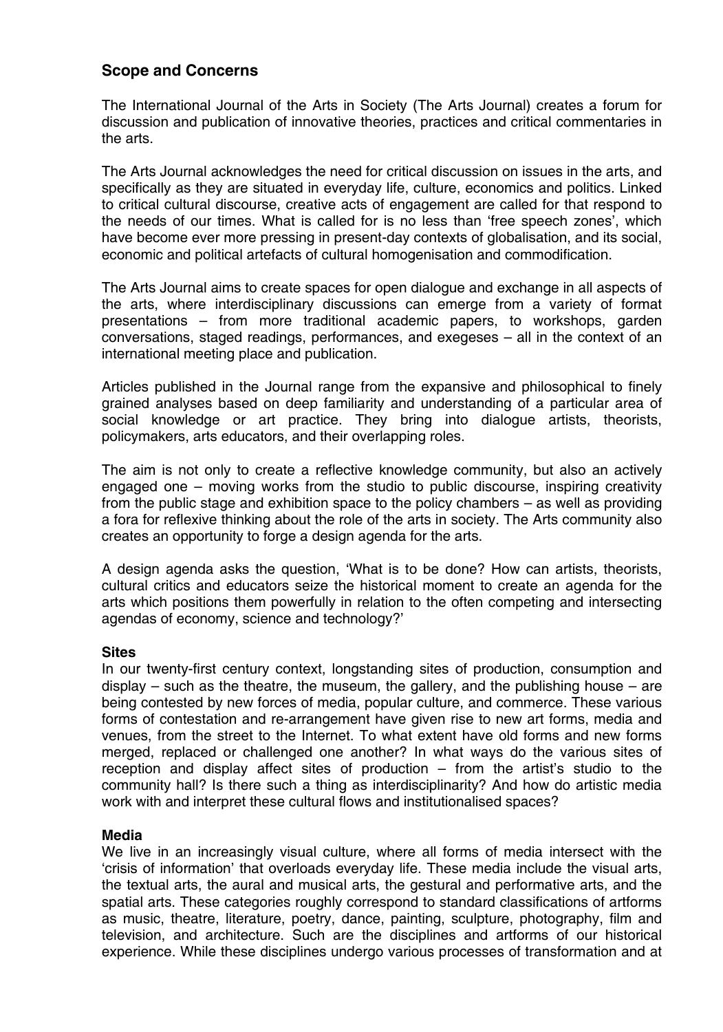## Scope and Concerns

The International Journal of the Arts in Society (The Arts Journal) creates a forum for discussion and publication of innovative theories, practices and critical commentaries in the arts.

The Arts Journal acknowledges the need for critical discussion on issues in the arts, and specifically as they are situated in everyday life, culture, economics and politics. Linked to critical cultural discourse, creative acts of engagement are called for that respond to the needs of our times. What is called for is no less than 'free speech zones', which have become ever more pressing in present-day contexts of globalisation, and its social, economic and political artefacts of cultural homogenisation and commodification.

The Arts Journal aims to create spaces for open dialogue and exchange in all aspects of the arts, where interdisciplinary discussions can emerge from a variety of format presentations – from more traditional academic papers, to workshops, garden conversations, staged readings, performances, and exegeses – all in the context of an international meeting place and publication.

Articles published in the Journal range from the expansive and philosophical to finely grained analyses based on deep familiarity and understanding of a particular area of social knowledge or art practice. They bring into dialogue artists, theorists, policymakers, arts educators, and their overlapping roles.

The aim is not only to create a reflective knowledge community, but also an actively engaged one – moving works from the studio to public discourse, inspiring creativity from the public stage and exhibition space to the policy chambers – as well as providing a fora for reflexive thinking about the role of the arts in society. The Arts community also creates an opportunity to forge a design agenda for the arts.

A design agenda asks the question, 'What is to be done? How can artists, theorists, cultural critics and educators seize the historical moment to create an agenda for the arts which positions them powerfully in relation to the often competing and intersecting agendas of economy, science and technology?'

**Sites**
In our twenty-first century context, longstanding sites of production, consumption and display – such as the theatre, the museum, the gallery, and the publishing house – are being contested by new forces of media, popular culture, and commerce. These various forms of contestation and re-arrangement have given rise to new art forms, media and venues, from the street to the Internet. To what extent have old forms and new forms merged, replaced or challenged one another? In what ways do the various sites of reception and display affect sites of production – from the artist's studio to the community hall? Is there such a thing as interdisciplinarity? And how do artistic media work with and interpret these cultural flows and institutionalised spaces?

**Media**
We live in an increasingly visual culture, where all forms of media intersect with the 'crisis of information' that overloads everyday life. These media include the visual arts, the textual arts, the aural and musical arts, the gestural and performative arts, and the spatial arts. These categories roughly correspond to standard classifications of artforms as music, theatre, literature, poetry, dance, painting, sculpture, photography, film and television, and architecture. Such are the disciplines and artforms of our historical experience. While these disciplines undergo various processes of transformation and at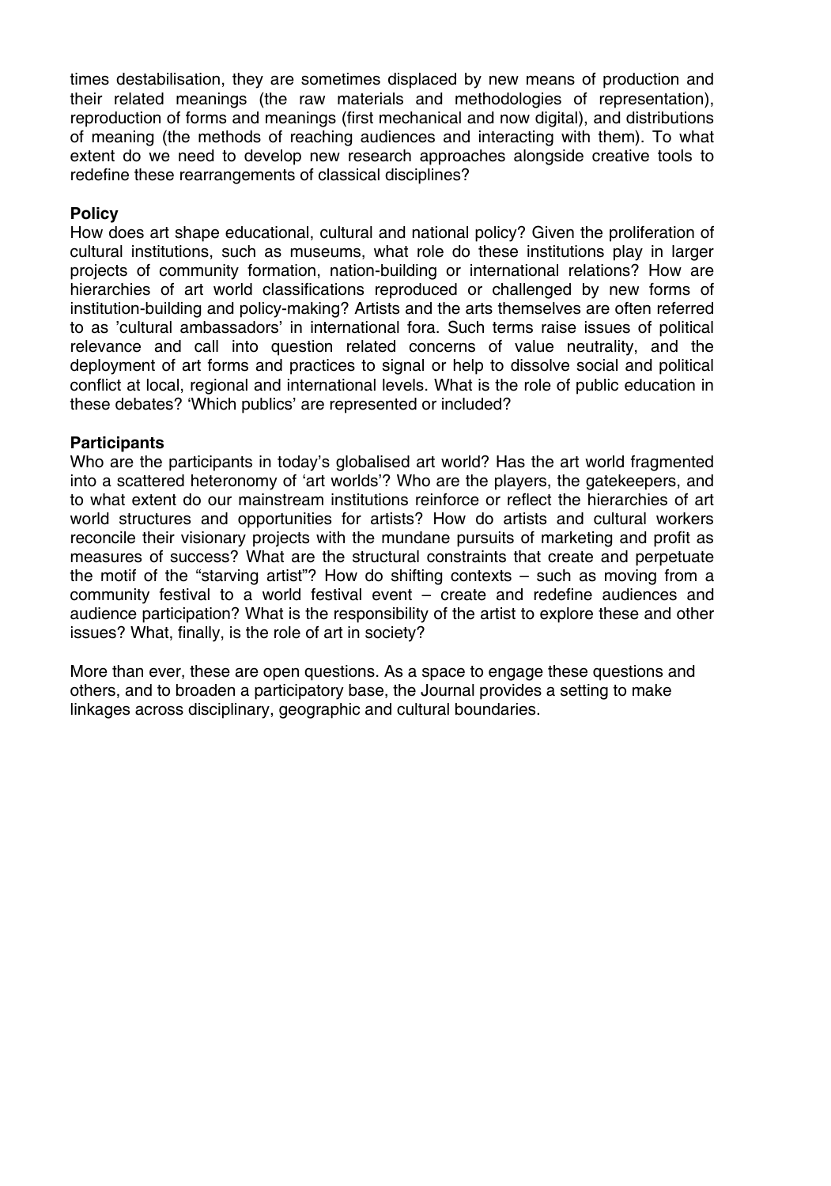times destabilisation, they are sometimes displaced by new means of production and their related meanings (the raw materials and methodologies of representation), reproduction of forms and meanings (first mechanical and now digital), and distributions of meaning (the methods of reaching audiences and interacting with them). To what extent do we need to develop new research approaches alongside creative tools to redefine these rearrangements of classical disciplines?

**Policy**

How does art shape educational, cultural and national policy? Given the proliferation of cultural institutions, such as museums, what role do these institutions play in larger projects of community formation, nation-building or international relations? How are hierarchies of art world classifications reproduced or challenged by new forms of institution-building and policy-making? Artists and the arts themselves are often referred to as 'cultural ambassadors' in international fora. Such terms raise issues of political relevance and call into question related concerns of value neutrality, and the deployment of art forms and practices to signal or help to dissolve social and political conflict at local, regional and international levels. What is the role of public education in these debates? 'Which publics' are represented or included?

**Participants**

Who are the participants in today's globalised art world? Has the art world fragmented into a scattered heteronomy of 'art worlds'? Who are the players, the gatekeepers, and to what extent do our mainstream institutions reinforce or reflect the hierarchies of art world structures and opportunities for artists? How do artists and cultural workers reconcile their visionary projects with the mundane pursuits of marketing and profit as measures of success? What are the structural constraints that create and perpetuate the motif of the "starving artist"? How do shifting contexts – such as moving from a community festival to a world festival event – create and redefine audiences and audience participation? What is the responsibility of the artist to explore these and other issues? What, finally, is the role of art in society?

More than ever, these are open questions. As a space to engage these questions and others, and to broaden a participatory base, the Journal provides a setting to make linkages across disciplinary, geographic and cultural boundaries.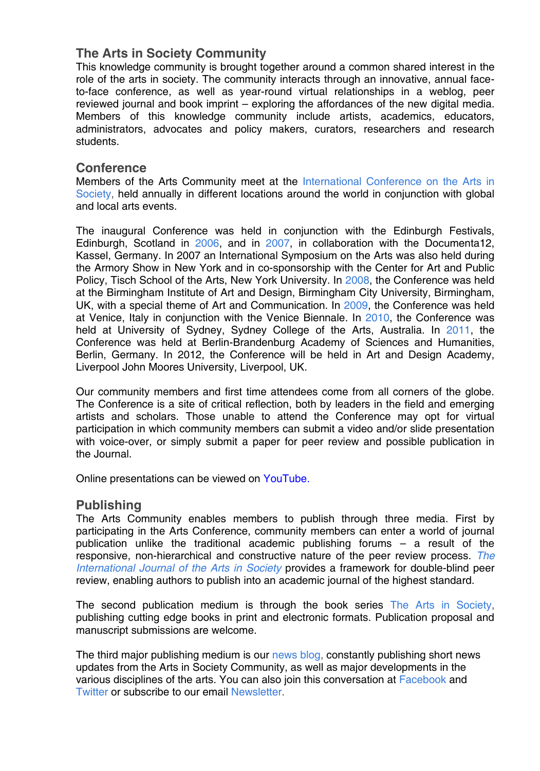## The Arts in Society Community

This knowledge community is brought together around a common shared interest in the role of the arts in society. The community interacts through an innovative, annual face-to-face conference, as well as year-round virtual relationships in a weblog, peer reviewed journal and book imprint – exploring the affordances of the new digital media. Members of this knowledge community include artists, academics, educators, administrators, advocates and policy makers, curators, researchers and research students.

## Conference

Members of the Arts Community meet at the International Conference on the Arts in Society, held annually in different locations around the world in conjunction with global and local arts events.

The inaugural Conference was held in conjunction with the Edinburgh Festivals, Edinburgh, Scotland in 2006, and in 2007, in collaboration with the Documenta12, Kassel, Germany. In 2007 an International Symposium on the Arts was also held during the Armory Show in New York and in co-sponsorship with the Center for Art and Public Policy, Tisch School of the Arts, New York University. In 2008, the Conference was held at the Birmingham Institute of Art and Design, Birmingham City University, Birmingham, UK, with a special theme of Art and Communication. In 2009, the Conference was held at Venice, Italy in conjunction with the Venice Biennale. In 2010, the Conference was held at University of Sydney, Sydney College of the Arts, Australia. In 2011, the Conference was held at Berlin-Brandenburg Academy of Sciences and Humanities, Berlin, Germany. In 2012, the Conference will be held in Art and Design Academy, Liverpool John Moores University, Liverpool, UK.

Our community members and first time attendees come from all corners of the globe. The Conference is a site of critical reflection, both by leaders in the field and emerging artists and scholars. Those unable to attend the Conference may opt for virtual participation in which community members can submit a video and/or slide presentation with voice-over, or simply submit a paper for peer review and possible publication in the Journal.

Online presentations can be viewed on YouTube.

## Publishing

The Arts Community enables members to publish through three media. First by participating in the Arts Conference, community members can enter a world of journal publication unlike the traditional academic publishing forums – a result of the responsive, non-hierarchical and constructive nature of the peer review process. *The International Journal of the Arts in Society* provides a framework for double-blind peer review, enabling authors to publish into an academic journal of the highest standard.

The second publication medium is through the book series The Arts in Society, publishing cutting edge books in print and electronic formats. Publication proposal and manuscript submissions are welcome.

The third major publishing medium is our news blog, constantly publishing short news updates from the Arts in Society Community, as well as major developments in the various disciplines of the arts. You can also join this conversation at Facebook and Twitter or subscribe to our email Newsletter.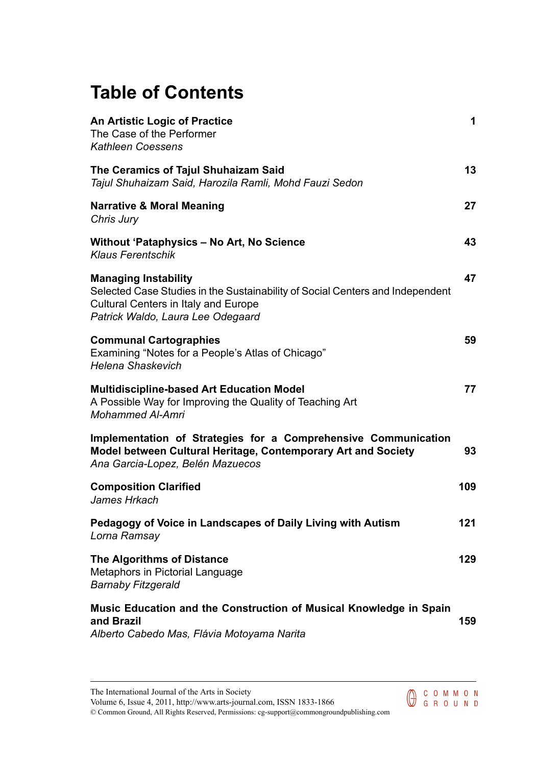# Table of Contents

| | |
|---|---|
| **An Artistic Logic of Practice**<br>The Case of the Performer<br>*Kathleen Coessens* | **1** |
| **The Ceramics of Tajul Shuhaizam Said**<br>*Tajul Shuhaizam Said, Harozila Ramli, Mohd Fauzi Sedon* | **13** |
| **Narrative & Moral Meaning**<br>*Chris Jury* | **27** |
| **Without 'Pataphysics – No Art, No Science**<br>*Klaus Ferentschik* | **43** |
| **Managing Instability**<br>Selected Case Studies in the Sustainability of Social Centers and Independent Cultural Centers in Italy and Europe<br>*Patrick Waldo, Laura Lee Odegaard* | **47** |
| **Communal Cartographies**<br>Examining "Notes for a People's Atlas of Chicago"<br>*Helena Shaskevich* | **59** |
| **Multidiscipline-based Art Education Model**<br>A Possible Way for Improving the Quality of Teaching Art<br>*Mohammed Al-Amri* | **77** |
| **Implementation of Strategies for a Comprehensive Communication Model between Cultural Heritage, Contemporary Art and Society**<br>*Ana Garcia-Lopez, Belén Mazuecos* | **93** |
| **Composition Clarified**<br>*James Hrkach* | **109** |
| **Pedagogy of Voice in Landscapes of Daily Living with Autism**<br>*Lorna Ramsay* | **121** |
| **The Algorithms of Distance**<br>Metaphors in Pictorial Language<br>*Barnaby Fitzgerald* | **129** |
| **Music Education and the Construction of Musical Knowledge in Spain and Brazil**<br>*Alberto Cabedo Mas, Flávia Motoyama Narita* | **159** |

The International Journal of the Arts in Society
Volume 6, Issue 4, 2011, http://www.arts-journal.com, ISSN 1833-1866
© Common Ground, All Rights Reserved, Permissions: cg-support@commongroundpublishing.com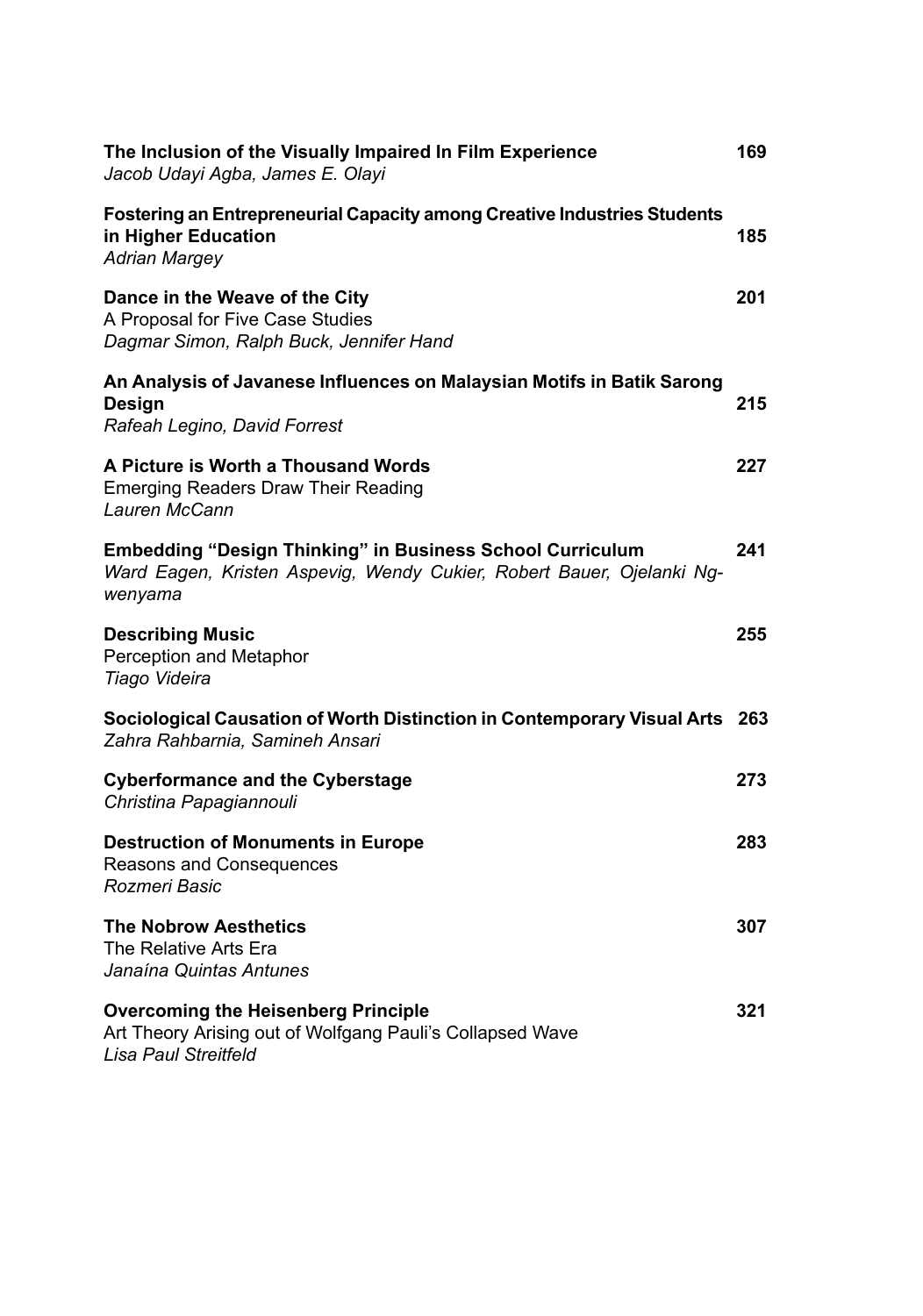**The Inclusion of the Visually Impaired In Film Experience** 169
*Jacob Udayi Agba, James E. Olayi*

**Fostering an Entrepreneurial Capacity among Creative Industries Students in Higher Education** 185
*Adrian Margey*

**Dance in the Weave of the City** 201
A Proposal for Five Case Studies
*Dagmar Simon, Ralph Buck, Jennifer Hand*

**An Analysis of Javanese Influences on Malaysian Motifs in Batik Sarong Design** 215
*Rafeah Legino, David Forrest*

**A Picture is Worth a Thousand Words** 227
Emerging Readers Draw Their Reading
*Lauren McCann*

**Embedding "Design Thinking" in Business School Curriculum** 241
*Ward Eagen, Kristen Aspevig, Wendy Cukier, Robert Bauer, Ojelanki Ngwenyama*

**Describing Music** 255
Perception and Metaphor
*Tiago Videira*

**Sociological Causation of Worth Distinction in Contemporary Visual Arts** 263
*Zahra Rahbarnia, Samineh Ansari*

**Cyberformance and the Cyberstage** 273
*Christina Papagiannouli*

**Destruction of Monuments in Europe** 283
Reasons and Consequences
*Rozmeri Basic*

**The Nobrow Aesthetics** 307
The Relative Arts Era
*Janaína Quintas Antunes*

**Overcoming the Heisenberg Principle** 321
Art Theory Arising out of Wolfgang Pauli's Collapsed Wave
*Lisa Paul Streitfeld*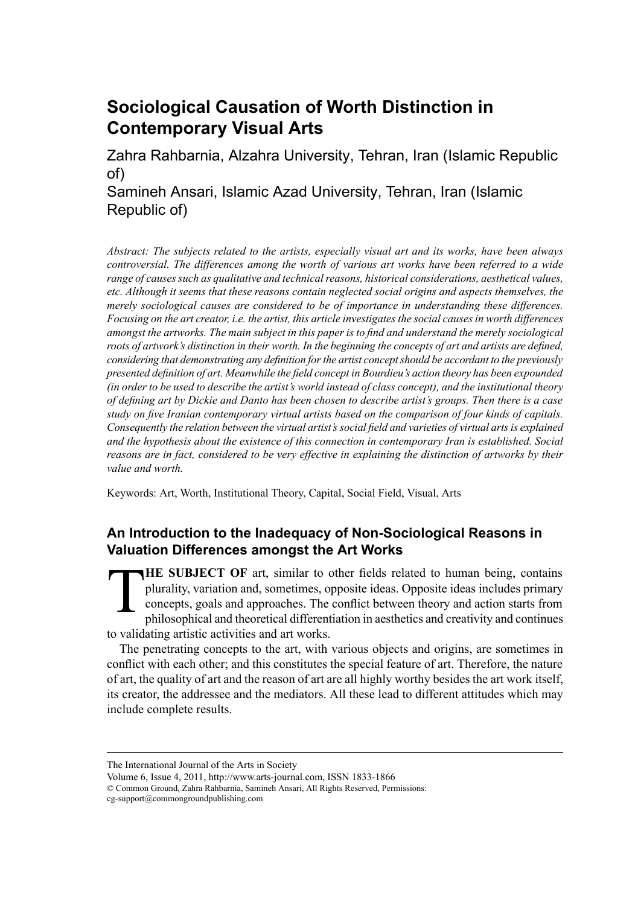# Sociological Causation of Worth Distinction in Contemporary Visual Arts

Zahra Rahbarnia, Alzahra University, Tehran, Iran (Islamic Republic of)

Samineh Ansari, Islamic Azad University, Tehran, Iran (Islamic Republic of)

*Abstract: The subjects related to the artists, especially visual art and its works, have been always controversial. The differences among the worth of various art works have been referred to a wide range of causes such as qualitative and technical reasons, historical considerations, aesthetical values, etc. Although it seems that these reasons contain neglected social origins and aspects themselves, the merely sociological causes are considered to be of importance in understanding these differences. Focusing on the art creator, i.e. the artist, this article investigates the social causes in worth differences amongst the artworks. The main subject in this paper is to find and understand the merely sociological roots of artwork's distinction in their worth. In the beginning the concepts of art and artists are defined, considering that demonstrating any definition for the artist concept should be accordant to the previously presented definition of art. Meanwhile the field concept in Bourdieu's action theory has been expounded (in order to be used to describe the artist's world instead of class concept), and the institutional theory of defining art by Dickie and Danto has been chosen to describe artist's groups. Then there is a case study on five Iranian contemporary virtual artists based on the comparison of four kinds of capitals. Consequently the relation between the virtual artist's social field and varieties of virtual arts is explained and the hypothesis about the existence of this connection in contemporary Iran is established. Social reasons are in fact, considered to be very effective in explaining the distinction of artworks by their value and worth.*

Keywords: Art, Worth, Institutional Theory, Capital, Social Field, Visual, Arts

## An Introduction to the Inadequacy of Non-Sociological Reasons in Valuation Differences amongst the Art Works

**THE SUBJECT OF** art, similar to other fields related to human being, contains plurality, variation and, sometimes, opposite ideas. Opposite ideas includes primary concepts, goals and approaches. The conflict between theory and action starts from philosophical and theoretical differentiation in aesthetics and creativity and continues to validating artistic activities and art works.

The penetrating concepts to the art, with various objects and origins, are sometimes in conflict with each other; and this constitutes the special feature of art. Therefore, the nature of art, the quality of art and the reason of art are all highly worthy besides the art work itself, its creator, the addressee and the mediators. All these lead to different attitudes which may include complete results.

The International Journal of the Arts in Society

Volume 6, Issue 4, 2011, http://www.arts-journal.com, ISSN 1833-1866

© Common Ground, Zahra Rahbarnia, Samineh Ansari, All Rights Reserved, Permissions: cg-support@commongroundpublishing.com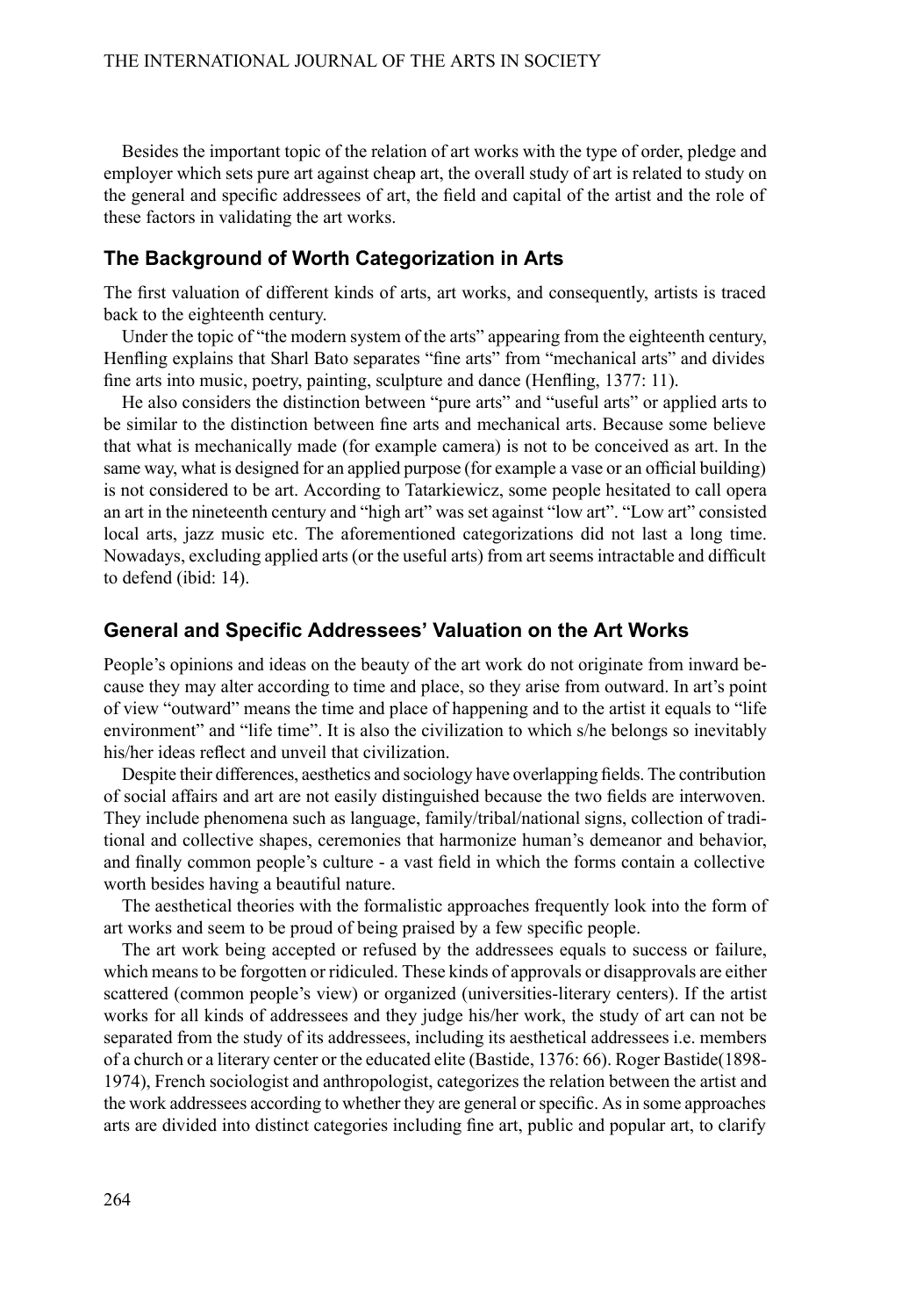Besides the important topic of the relation of art works with the type of order, pledge and employer which sets pure art against cheap art, the overall study of art is related to study on the general and specific addressees of art, the field and capital of the artist and the role of these factors in validating the art works.

## The Background of Worth Categorization in Arts

The first valuation of different kinds of arts, art works, and consequently, artists is traced back to the eighteenth century.

Under the topic of "the modern system of the arts" appearing from the eighteenth century, Henfling explains that Sharl Bato separates "fine arts" from "mechanical arts" and divides fine arts into music, poetry, painting, sculpture and dance (Henfling, 1377: 11).

He also considers the distinction between "pure arts" and "useful arts" or applied arts to be similar to the distinction between fine arts and mechanical arts. Because some believe that what is mechanically made (for example camera) is not to be conceived as art. In the same way, what is designed for an applied purpose (for example a vase or an official building) is not considered to be art. According to Tatarkiewicz, some people hesitated to call opera an art in the nineteenth century and "high art" was set against "low art". "Low art" consisted local arts, jazz music etc. The aforementioned categorizations did not last a long time. Nowadays, excluding applied arts (or the useful arts) from art seems intractable and difficult to defend (ibid: 14).

## General and Specific Addressees' Valuation on the Art Works

People's opinions and ideas on the beauty of the art work do not originate from inward because they may alter according to time and place, so they arise from outward. In art's point of view "outward" means the time and place of happening and to the artist it equals to "life environment" and "life time". It is also the civilization to which s/he belongs so inevitably his/her ideas reflect and unveil that civilization.

Despite their differences, aesthetics and sociology have overlapping fields. The contribution of social affairs and art are not easily distinguished because the two fields are interwoven. They include phenomena such as language, family/tribal/national signs, collection of traditional and collective shapes, ceremonies that harmonize human's demeanor and behavior, and finally common people's culture - a vast field in which the forms contain a collective worth besides having a beautiful nature.

The aesthetical theories with the formalistic approaches frequently look into the form of art works and seem to be proud of being praised by a few specific people.

The art work being accepted or refused by the addressees equals to success or failure, which means to be forgotten or ridiculed. These kinds of approvals or disapprovals are either scattered (common people's view) or organized (universities-literary centers). If the artist works for all kinds of addressees and they judge his/her work, the study of art can not be separated from the study of its addressees, including its aesthetical addressees i.e. members of a church or a literary center or the educated elite (Bastide, 1376: 66). Roger Bastide(1898-1974), French sociologist and anthropologist, categorizes the relation between the artist and the work addressees according to whether they are general or specific. As in some approaches arts are divided into distinct categories including fine art, public and popular art, to clarify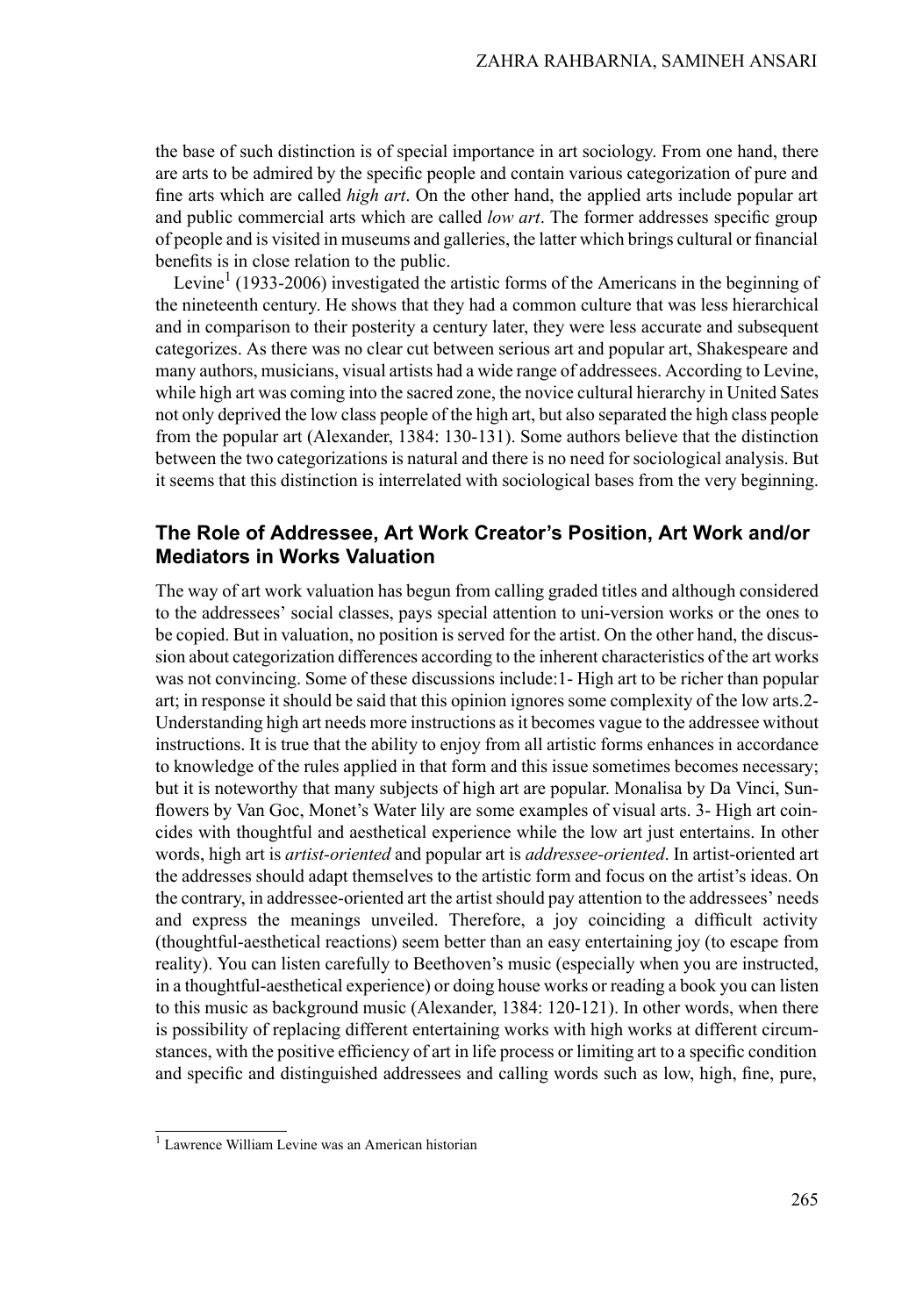the base of such distinction is of special importance in art sociology. From one hand, there are arts to be admired by the specific people and contain various categorization of pure and fine arts which are called *high art*. On the other hand, the applied arts include popular art and public commercial arts which are called *low art*. The former addresses specific group of people and is visited in museums and galleries, the latter which brings cultural or financial benefits is in close relation to the public.

Levine[1] (1933-2006) investigated the artistic forms of the Americans in the beginning of the nineteenth century. He shows that they had a common culture that was less hierarchical and in comparison to their posterity a century later, they were less accurate and subsequent categorizes. As there was no clear cut between serious art and popular art, Shakespeare and many authors, musicians, visual artists had a wide range of addressees. According to Levine, while high art was coming into the sacred zone, the novice cultural hierarchy in United Sates not only deprived the low class people of the high art, but also separated the high class people from the popular art (Alexander, 1384: 130-131). Some authors believe that the distinction between the two categorizations is natural and there is no need for sociological analysis. But it seems that this distinction is interrelated with sociological bases from the very beginning.

## The Role of Addressee, Art Work Creator's Position, Art Work and/or Mediators in Works Valuation

The way of art work valuation has begun from calling graded titles and although considered to the addressees' social classes, pays special attention to uni-version works or the ones to be copied. But in valuation, no position is served for the artist. On the other hand, the discussion about categorization differences according to the inherent characteristics of the art works was not convincing. Some of these discussions include:1- High art to be richer than popular art; in response it should be said that this opinion ignores some complexity of the low arts.2- Understanding high art needs more instructions as it becomes vague to the addressee without instructions. It is true that the ability to enjoy from all artistic forms enhances in accordance to knowledge of the rules applied in that form and this issue sometimes becomes necessary; but it is noteworthy that many subjects of high art are popular. Monalisa by Da Vinci, Sunflowers by Van Goc, Monet's Water lily are some examples of visual arts. 3- High art coincides with thoughtful and aesthetical experience while the low art just entertains. In other words, high art is *artist-oriented* and popular art is *addressee-oriented*. In artist-oriented art the addresses should adapt themselves to the artistic form and focus on the artist's ideas. On the contrary, in addressee-oriented art the artist should pay attention to the addressees' needs and express the meanings unveiled. Therefore, a joy coinciding a difficult activity (thoughtful-aesthetical reactions) seem better than an easy entertaining joy (to escape from reality). You can listen carefully to Beethoven's music (especially when you are instructed, in a thoughtful-aesthetical experience) or doing house works or reading a book you can listen to this music as background music (Alexander, 1384: 120-121). In other words, when there is possibility of replacing different entertaining works with high works at different circumstances, with the positive efficiency of art in life process or limiting art to a specific condition and specific and distinguished addressees and calling words such as low, high, fine, pure,

[1] Lawrence William Levine was an American historian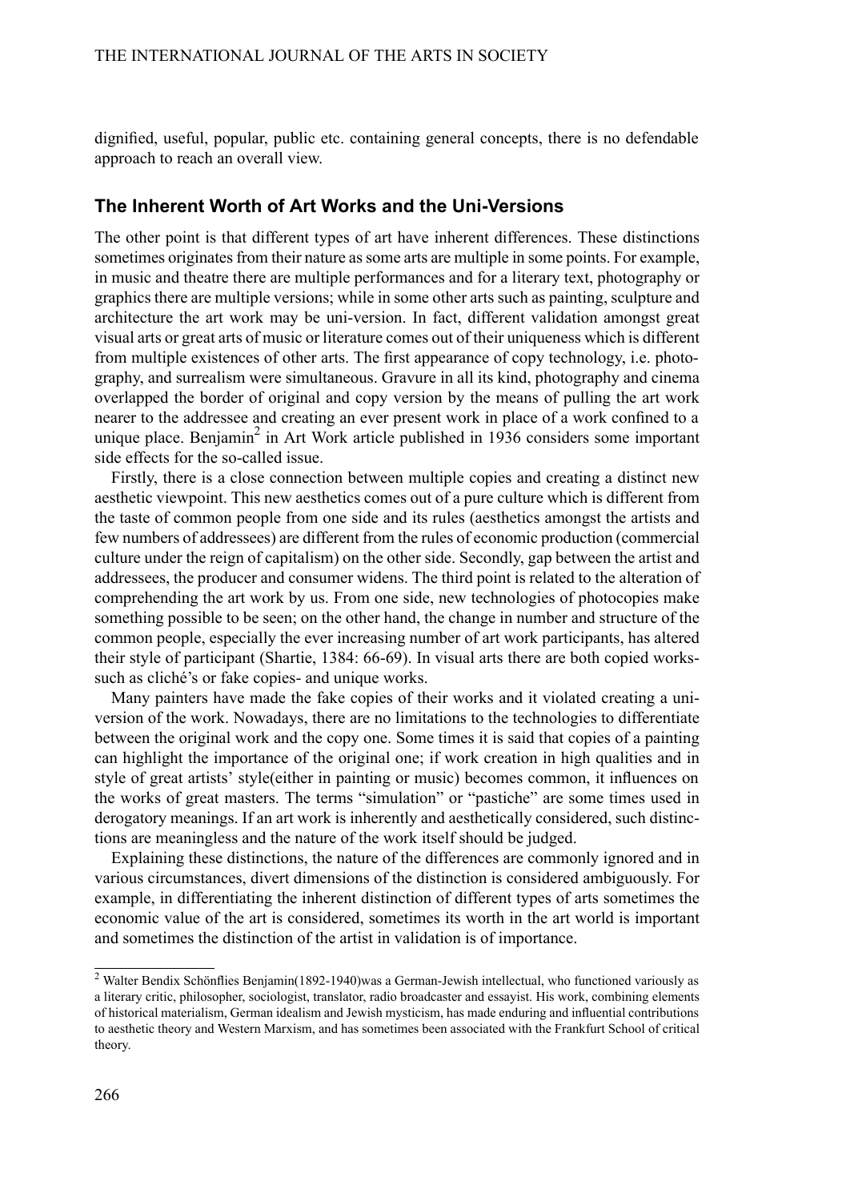dignified, useful, popular, public etc. containing general concepts, there is no defendable approach to reach an overall view.

## The Inherent Worth of Art Works and the Uni-Versions

The other point is that different types of art have inherent differences. These distinctions sometimes originates from their nature as some arts are multiple in some points. For example, in music and theatre there are multiple performances and for a literary text, photography or graphics there are multiple versions; while in some other arts such as painting, sculpture and architecture the art work may be uni-version. In fact, different validation amongst great visual arts or great arts of music or literature comes out of their uniqueness which is different from multiple existences of other arts. The first appearance of copy technology, i.e. photography, and surrealism were simultaneous. Gravure in all its kind, photography and cinema overlapped the border of original and copy version by the means of pulling the art work nearer to the addressee and creating an ever present work in place of a work confined to a unique place. Benjamin[2] in Art Work article published in 1936 considers some important side effects for the so-called issue.

Firstly, there is a close connection between multiple copies and creating a distinct new aesthetic viewpoint. This new aesthetics comes out of a pure culture which is different from the taste of common people from one side and its rules (aesthetics amongst the artists and few numbers of addressees) are different from the rules of economic production (commercial culture under the reign of capitalism) on the other side. Secondly, gap between the artist and addressees, the producer and consumer widens. The third point is related to the alteration of comprehending the art work by us. From one side, new technologies of photocopies make something possible to be seen; on the other hand, the change in number and structure of the common people, especially the ever increasing number of art work participants, has altered their style of participant (Shartie, 1384: 66-69). In visual arts there are both copied works-such as cliché's or fake copies- and unique works.

Many painters have made the fake copies of their works and it violated creating a uni-version of the work. Nowadays, there are no limitations to the technologies to differentiate between the original work and the copy one. Some times it is said that copies of a painting can highlight the importance of the original one; if work creation in high qualities and in style of great artists' style(either in painting or music) becomes common, it influences on the works of great masters. The terms "simulation" or "pastiche" are some times used in derogatory meanings. If an art work is inherently and aesthetically considered, such distinctions are meaningless and the nature of the work itself should be judged.

Explaining these distinctions, the nature of the differences are commonly ignored and in various circumstances, divert dimensions of the distinction is considered ambiguously. For example, in differentiating the inherent distinction of different types of arts sometimes the economic value of the art is considered, sometimes its worth in the art world is important and sometimes the distinction of the artist in validation is of importance.

---

[2] Walter Bendix Schönflies Benjamin(1892-1940)was a German-Jewish intellectual, who functioned variously as a literary critic, philosopher, sociologist, translator, radio broadcaster and essayist. His work, combining elements of historical materialism, German idealism and Jewish mysticism, has made enduring and influential contributions to aesthetic theory and Western Marxism, and has sometimes been associated with the Frankfurt School of critical theory.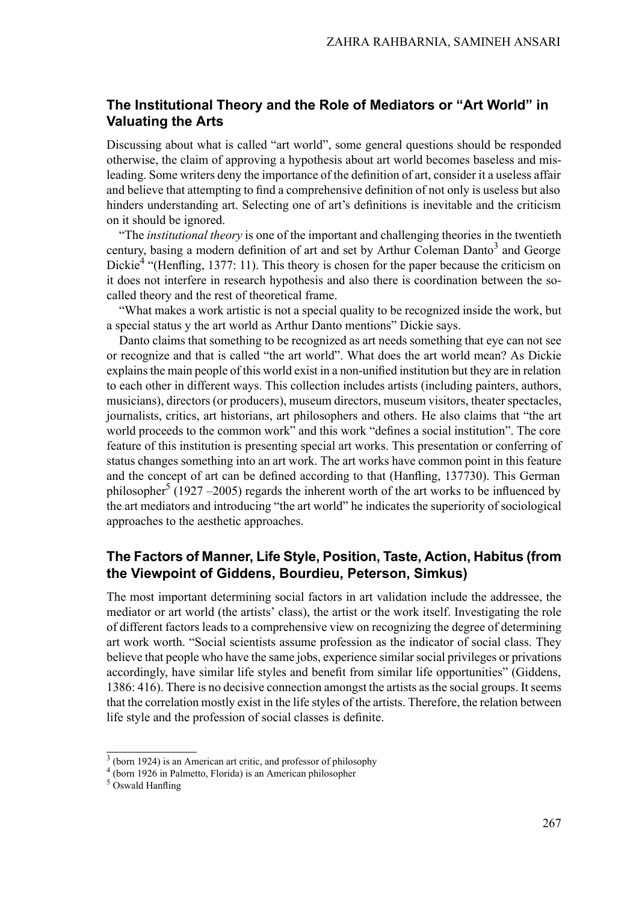## The Institutional Theory and the Role of Mediators or "Art World" in Valuating the Arts

Discussing about what is called "art world", some general questions should be responded otherwise, the claim of approving a hypothesis about art world becomes baseless and misleading. Some writers deny the importance of the definition of art, consider it a useless affair and believe that attempting to find a comprehensive definition of not only is useless but also hinders understanding art. Selecting one of art's definitions is inevitable and the criticism on it should be ignored.

"The *institutional theory* is one of the important and challenging theories in the twentieth century, basing a modern definition of art and set by Arthur Coleman Danto[3] and George Dickie[4] "(Henfling, 1377: 11). This theory is chosen for the paper because the criticism on it does not interfere in research hypothesis and also there is coordination between the so-called theory and the rest of theoretical frame.

"What makes a work artistic is not a special quality to be recognized inside the work, but a special status y the art world as Arthur Danto mentions" Dickie says.

Danto claims that something to be recognized as art needs something that eye can not see or recognize and that is called "the art world". What does the art world mean? As Dickie explains the main people of this world exist in a non-unified institution but they are in relation to each other in different ways. This collection includes artists (including painters, authors, musicians), directors (or producers), museum directors, museum visitors, theater spectacles, journalists, critics, art historians, art philosophers and others. He also claims that "the art world proceeds to the common work" and this work "defines a social institution". The core feature of this institution is presenting special art works. This presentation or conferring of status changes something into an art work. The art works have common point in this feature and the concept of art can be defined according to that (Hanfling, 137730). This German philosopher[5] (1927 –2005) regards the inherent worth of the art works to be influenced by the art mediators and introducing "the art world" he indicates the superiority of sociological approaches to the aesthetic approaches.

## The Factors of Manner, Life Style, Position, Taste, Action, Habitus (from the Viewpoint of Giddens, Bourdieu, Peterson, Simkus)

The most important determining social factors in art validation include the addressee, the mediator or art world (the artists' class), the artist or the work itself. Investigating the role of different factors leads to a comprehensive view on recognizing the degree of determining art work worth. "Social scientists assume profession as the indicator of social class. They believe that people who have the same jobs, experience similar social privileges or privations accordingly, have similar life styles and benefit from similar life opportunities" (Giddens, 1386: 416). There is no decisive connection amongst the artists as the social groups. It seems that the correlation mostly exist in the life styles of the artists. Therefore, the relation between life style and the profession of social classes is definite.

---

[3] (born 1924) is an American art critic, and professor of philosophy

[4] (born 1926 in Palmetto, Florida) is an American philosopher

[5] Oswald Hanfling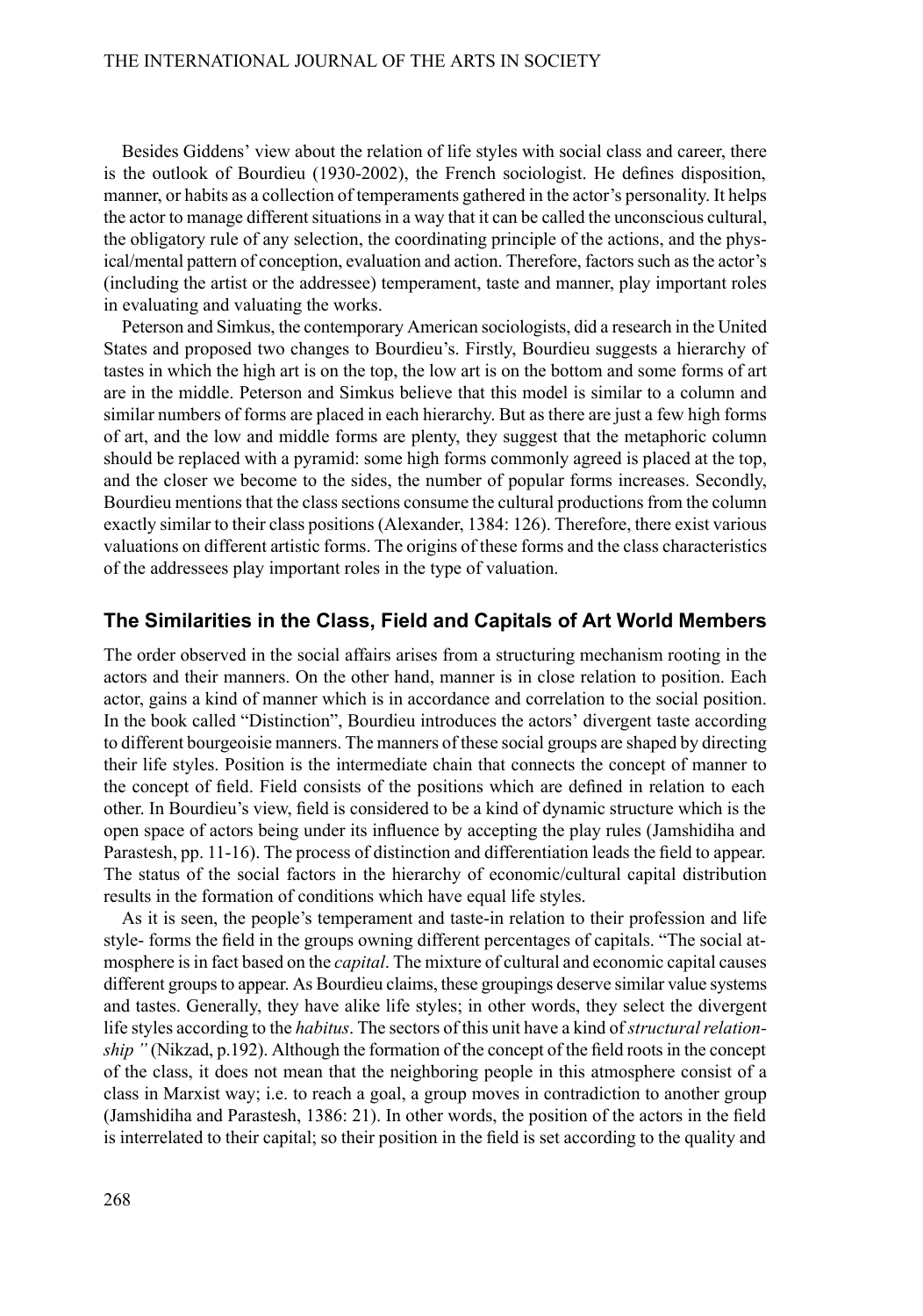Besides Giddens' view about the relation of life styles with social class and career, there is the outlook of Bourdieu (1930-2002), the French sociologist. He defines disposition, manner, or habits as a collection of temperaments gathered in the actor's personality. It helps the actor to manage different situations in a way that it can be called the unconscious cultural, the obligatory rule of any selection, the coordinating principle of the actions, and the physical/mental pattern of conception, evaluation and action. Therefore, factors such as the actor's (including the artist or the addressee) temperament, taste and manner, play important roles in evaluating and valuating the works.

Peterson and Simkus, the contemporary American sociologists, did a research in the United States and proposed two changes to Bourdieu's. Firstly, Bourdieu suggests a hierarchy of tastes in which the high art is on the top, the low art is on the bottom and some forms of art are in the middle. Peterson and Simkus believe that this model is similar to a column and similar numbers of forms are placed in each hierarchy. But as there are just a few high forms of art, and the low and middle forms are plenty, they suggest that the metaphoric column should be replaced with a pyramid: some high forms commonly agreed is placed at the top, and the closer we become to the sides, the number of popular forms increases. Secondly, Bourdieu mentions that the class sections consume the cultural productions from the column exactly similar to their class positions (Alexander, 1384: 126). Therefore, there exist various valuations on different artistic forms. The origins of these forms and the class characteristics of the addressees play important roles in the type of valuation.

## The Similarities in the Class, Field and Capitals of Art World Members

The order observed in the social affairs arises from a structuring mechanism rooting in the actors and their manners. On the other hand, manner is in close relation to position. Each actor, gains a kind of manner which is in accordance and correlation to the social position. In the book called "Distinction", Bourdieu introduces the actors' divergent taste according to different bourgeoisie manners. The manners of these social groups are shaped by directing their life styles. Position is the intermediate chain that connects the concept of manner to the concept of field. Field consists of the positions which are defined in relation to each other. In Bourdieu's view, field is considered to be a kind of dynamic structure which is the open space of actors being under its influence by accepting the play rules (Jamshidiha and Parastesh, pp. 11-16). The process of distinction and differentiation leads the field to appear. The status of the social factors in the hierarchy of economic/cultural capital distribution results in the formation of conditions which have equal life styles.

As it is seen, the people's temperament and taste-in relation to their profession and life style- forms the field in the groups owning different percentages of capitals. "The social atmosphere is in fact based on the *capital*. The mixture of cultural and economic capital causes different groups to appear. As Bourdieu claims, these groupings deserve similar value systems and tastes. Generally, they have alike life styles; in other words, they select the divergent life styles according to the *habitus*. The sectors of this unit have a kind of *structural relationship "* (Nikzad, p.192). Although the formation of the concept of the field roots in the concept of the class, it does not mean that the neighboring people in this atmosphere consist of a class in Marxist way; i.e. to reach a goal, a group moves in contradiction to another group (Jamshidiha and Parastesh, 1386: 21). In other words, the position of the actors in the field is interrelated to their capital; so their position in the field is set according to the quality and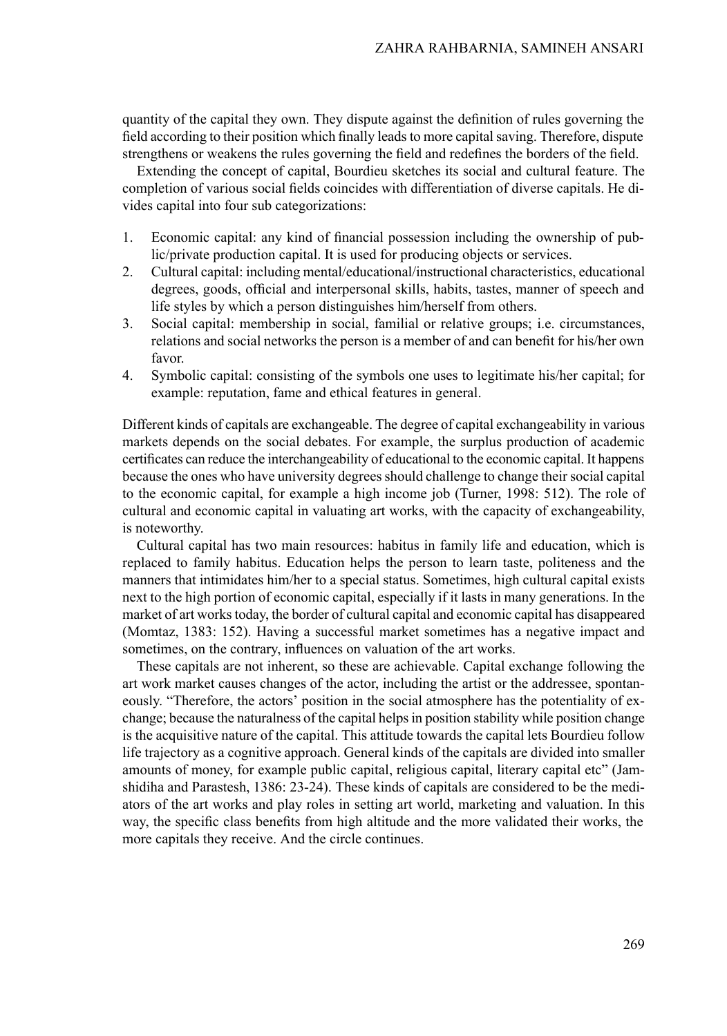quantity of the capital they own. They dispute against the definition of rules governing the field according to their position which finally leads to more capital saving. Therefore, dispute strengthens or weakens the rules governing the field and redefines the borders of the field.

Extending the concept of capital, Bourdieu sketches its social and cultural feature. The completion of various social fields coincides with differentiation of diverse capitals. He divides capital into four sub categorizations:

1. Economic capital: any kind of financial possession including the ownership of public/private production capital. It is used for producing objects or services.
2. Cultural capital: including mental/educational/instructional characteristics, educational degrees, goods, official and interpersonal skills, habits, tastes, manner of speech and life styles by which a person distinguishes him/herself from others.
3. Social capital: membership in social, familial or relative groups; i.e. circumstances, relations and social networks the person is a member of and can benefit for his/her own favor.
4. Symbolic capital: consisting of the symbols one uses to legitimate his/her capital; for example: reputation, fame and ethical features in general.

Different kinds of capitals are exchangeable. The degree of capital exchangeability in various markets depends on the social debates. For example, the surplus production of academic certificates can reduce the interchangeability of educational to the economic capital. It happens because the ones who have university degrees should challenge to change their social capital to the economic capital, for example a high income job (Turner, 1998: 512). The role of cultural and economic capital in valuating art works, with the capacity of exchangeability, is noteworthy.

Cultural capital has two main resources: habitus in family life and education, which is replaced to family habitus. Education helps the person to learn taste, politeness and the manners that intimidates him/her to a special status. Sometimes, high cultural capital exists next to the high portion of economic capital, especially if it lasts in many generations. In the market of art works today, the border of cultural capital and economic capital has disappeared (Momtaz, 1383: 152). Having a successful market sometimes has a negative impact and sometimes, on the contrary, influences on valuation of the art works.

These capitals are not inherent, so these are achievable. Capital exchange following the art work market causes changes of the actor, including the artist or the addressee, spontaneously. "Therefore, the actors' position in the social atmosphere has the potentiality of exchange; because the naturalness of the capital helps in position stability while position change is the acquisitive nature of the capital. This attitude towards the capital lets Bourdieu follow life trajectory as a cognitive approach. General kinds of the capitals are divided into smaller amounts of money, for example public capital, religious capital, literary capital etc" (Jamshidiha and Parastesh, 1386: 23-24). These kinds of capitals are considered to be the mediators of the art works and play roles in setting art world, marketing and valuation. In this way, the specific class benefits from high altitude and the more validated their works, the more capitals they receive. And the circle continues.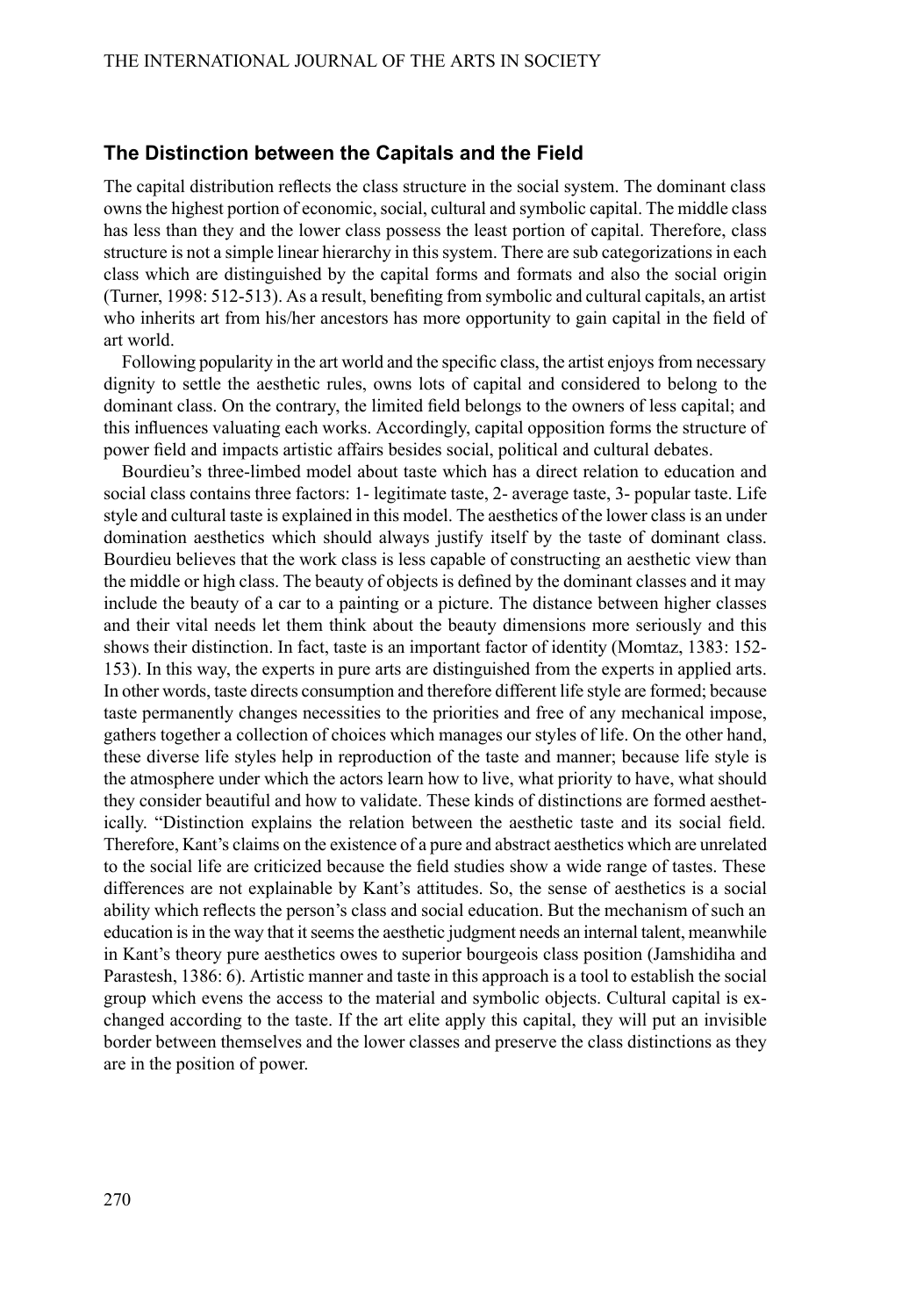### The Distinction between the Capitals and the Field

The capital distribution reflects the class structure in the social system. The dominant class owns the highest portion of economic, social, cultural and symbolic capital. The middle class has less than they and the lower class possess the least portion of capital. Therefore, class structure is not a simple linear hierarchy in this system. There are sub categorizations in each class which are distinguished by the capital forms and formats and also the social origin (Turner, 1998: 512-513). As a result, benefiting from symbolic and cultural capitals, an artist who inherits art from his/her ancestors has more opportunity to gain capital in the field of art world.

Following popularity in the art world and the specific class, the artist enjoys from necessary dignity to settle the aesthetic rules, owns lots of capital and considered to belong to the dominant class. On the contrary, the limited field belongs to the owners of less capital; and this influences valuating each works. Accordingly, capital opposition forms the structure of power field and impacts artistic affairs besides social, political and cultural debates.

Bourdieu's three-limbed model about taste which has a direct relation to education and social class contains three factors: 1- legitimate taste, 2- average taste, 3- popular taste. Life style and cultural taste is explained in this model. The aesthetics of the lower class is an under domination aesthetics which should always justify itself by the taste of dominant class. Bourdieu believes that the work class is less capable of constructing an aesthetic view than the middle or high class. The beauty of objects is defined by the dominant classes and it may include the beauty of a car to a painting or a picture. The distance between higher classes and their vital needs let them think about the beauty dimensions more seriously and this shows their distinction. In fact, taste is an important factor of identity (Momtaz, 1383: 152-153). In this way, the experts in pure arts are distinguished from the experts in applied arts. In other words, taste directs consumption and therefore different life style are formed; because taste permanently changes necessities to the priorities and free of any mechanical impose, gathers together a collection of choices which manages our styles of life. On the other hand, these diverse life styles help in reproduction of the taste and manner; because life style is the atmosphere under which the actors learn how to live, what priority to have, what should they consider beautiful and how to validate. These kinds of distinctions are formed aesthetically. "Distinction explains the relation between the aesthetic taste and its social field. Therefore, Kant's claims on the existence of a pure and abstract aesthetics which are unrelated to the social life are criticized because the field studies show a wide range of tastes. These differences are not explainable by Kant's attitudes. So, the sense of aesthetics is a social ability which reflects the person's class and social education. But the mechanism of such an education is in the way that it seems the aesthetic judgment needs an internal talent, meanwhile in Kant's theory pure aesthetics owes to superior bourgeois class position (Jamshidiha and Parastesh, 1386: 6). Artistic manner and taste in this approach is a tool to establish the social group which evens the access to the material and symbolic objects. Cultural capital is exchanged according to the taste. If the art elite apply this capital, they will put an invisible border between themselves and the lower classes and preserve the class distinctions as they are in the position of power.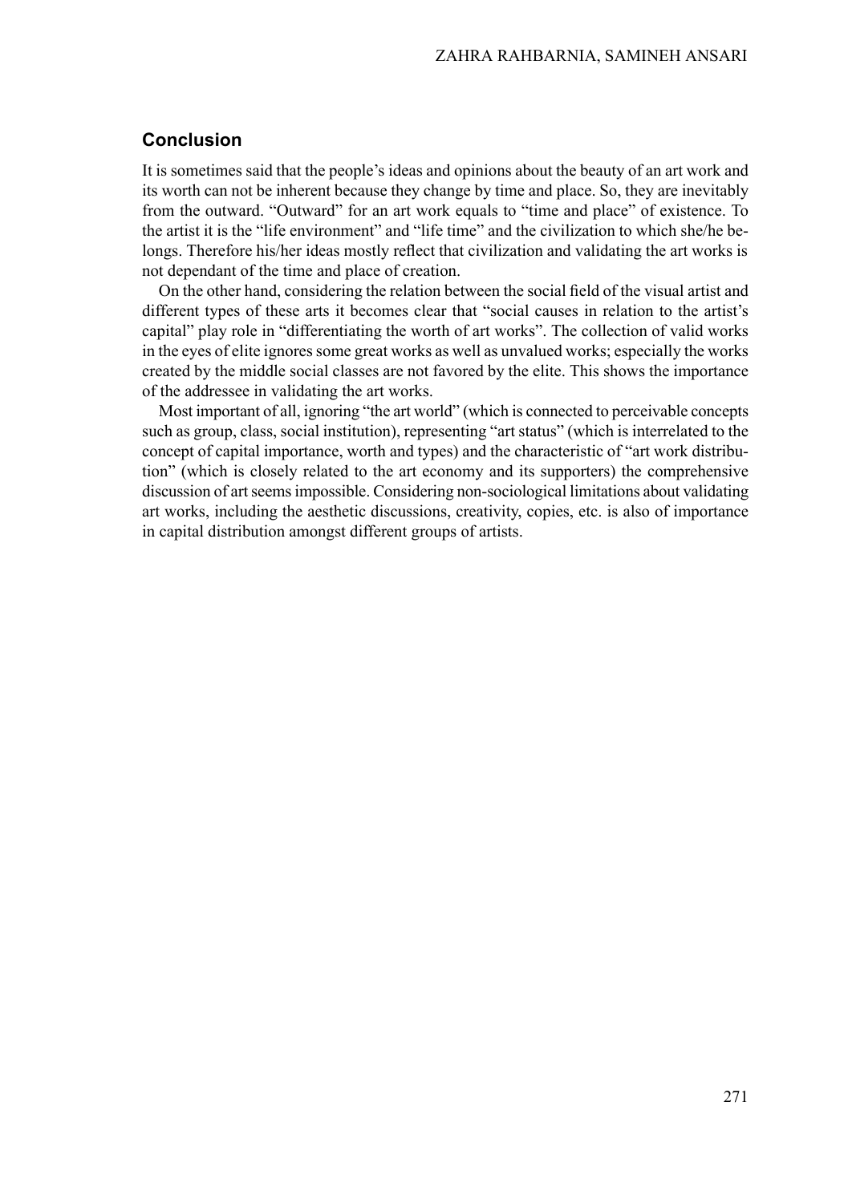## Conclusion

It is sometimes said that the people's ideas and opinions about the beauty of an art work and its worth can not be inherent because they change by time and place. So, they are inevitably from the outward. "Outward" for an art work equals to "time and place" of existence. To the artist it is the "life environment" and "life time" and the civilization to which she/he belongs. Therefore his/her ideas mostly reflect that civilization and validating the art works is not dependant of the time and place of creation.

On the other hand, considering the relation between the social field of the visual artist and different types of these arts it becomes clear that "social causes in relation to the artist's capital" play role in "differentiating the worth of art works". The collection of valid works in the eyes of elite ignores some great works as well as unvalued works; especially the works created by the middle social classes are not favored by the elite. This shows the importance of the addressee in validating the art works.

Most important of all, ignoring "the art world" (which is connected to perceivable concepts such as group, class, social institution), representing "art status" (which is interrelated to the concept of capital importance, worth and types) and the characteristic of "art work distribution" (which is closely related to the art economy and its supporters) the comprehensive discussion of art seems impossible. Considering non-sociological limitations about validating art works, including the aesthetic discussions, creativity, copies, etc. is also of importance in capital distribution amongst different groups of artists.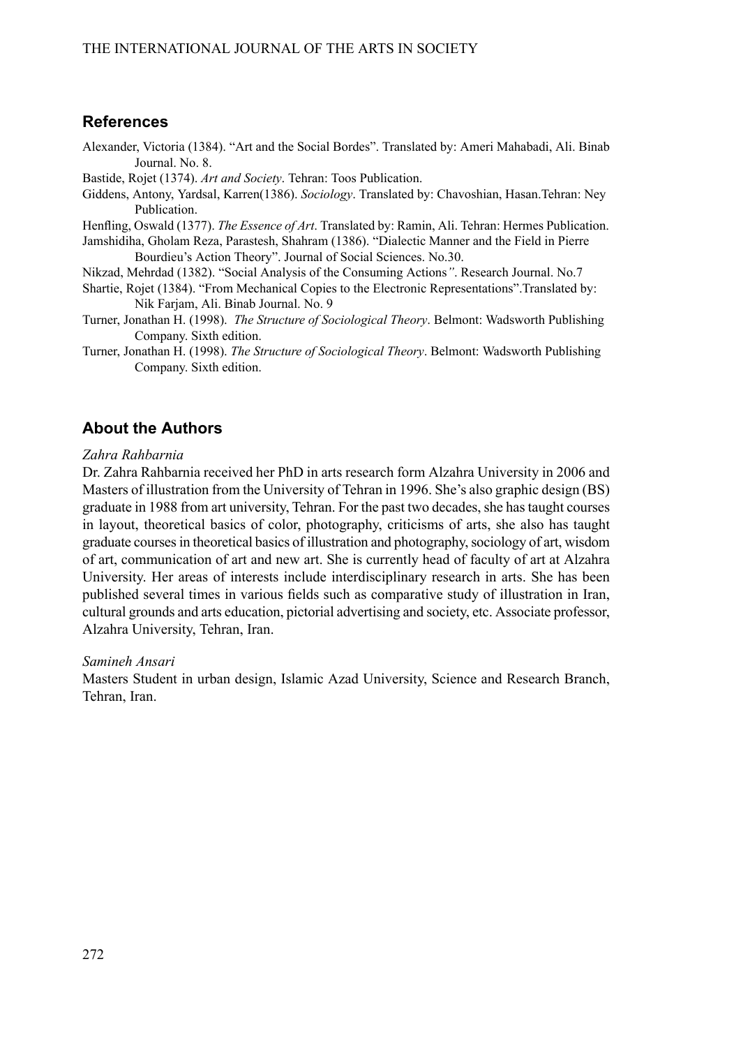## References

Alexander, Victoria (1384). "Art and the Social Bordes". Translated by: Ameri Mahabadi, Ali. Binab Journal. No. 8.

Bastide, Rojet (1374). *Art and Society*. Tehran: Toos Publication.

Giddens, Antony, Yardsal, Karren(1386). *Sociology*. Translated by: Chavoshian, Hasan.Tehran: Ney Publication.

Henfling, Oswald (1377). *The Essence of Art*. Translated by: Ramin, Ali. Tehran: Hermes Publication.

Jamshidiha, Gholam Reza, Parastesh, Shahram (1386). "Dialectic Manner and the Field in Pierre Bourdieu's Action Theory". Journal of Social Sciences. No.30.

Nikzad, Mehrdad (1382). "Social Analysis of the Consuming Actions". Research Journal. No.7

Shartie, Rojet (1384). "From Mechanical Copies to the Electronic Representations".Translated by: Nik Farjam, Ali. Binab Journal. No. 9

Turner, Jonathan H. (1998). *The Structure of Sociological Theory*. Belmont: Wadsworth Publishing Company. Sixth edition.

Turner, Jonathan H. (1998). *The Structure of Sociological Theory*. Belmont: Wadsworth Publishing Company. Sixth edition.

## About the Authors

*Zahra Rahbarnia*

Dr. Zahra Rahbarnia received her PhD in arts research form Alzahra University in 2006 and Masters of illustration from the University of Tehran in 1996. She's also graphic design (BS) graduate in 1988 from art university, Tehran. For the past two decades, she has taught courses in layout, theoretical basics of color, photography, criticisms of arts, she also has taught graduate courses in theoretical basics of illustration and photography, sociology of art, wisdom of art, communication of art and new art. She is currently head of faculty of art at Alzahra University. Her areas of interests include interdisciplinary research in arts. She has been published several times in various fields such as comparative study of illustration in Iran, cultural grounds and arts education, pictorial advertising and society, etc. Associate professor, Alzahra University, Tehran, Iran.

*Samineh Ansari*

Masters Student in urban design, Islamic Azad University, Science and Research Branch, Tehran, Iran.